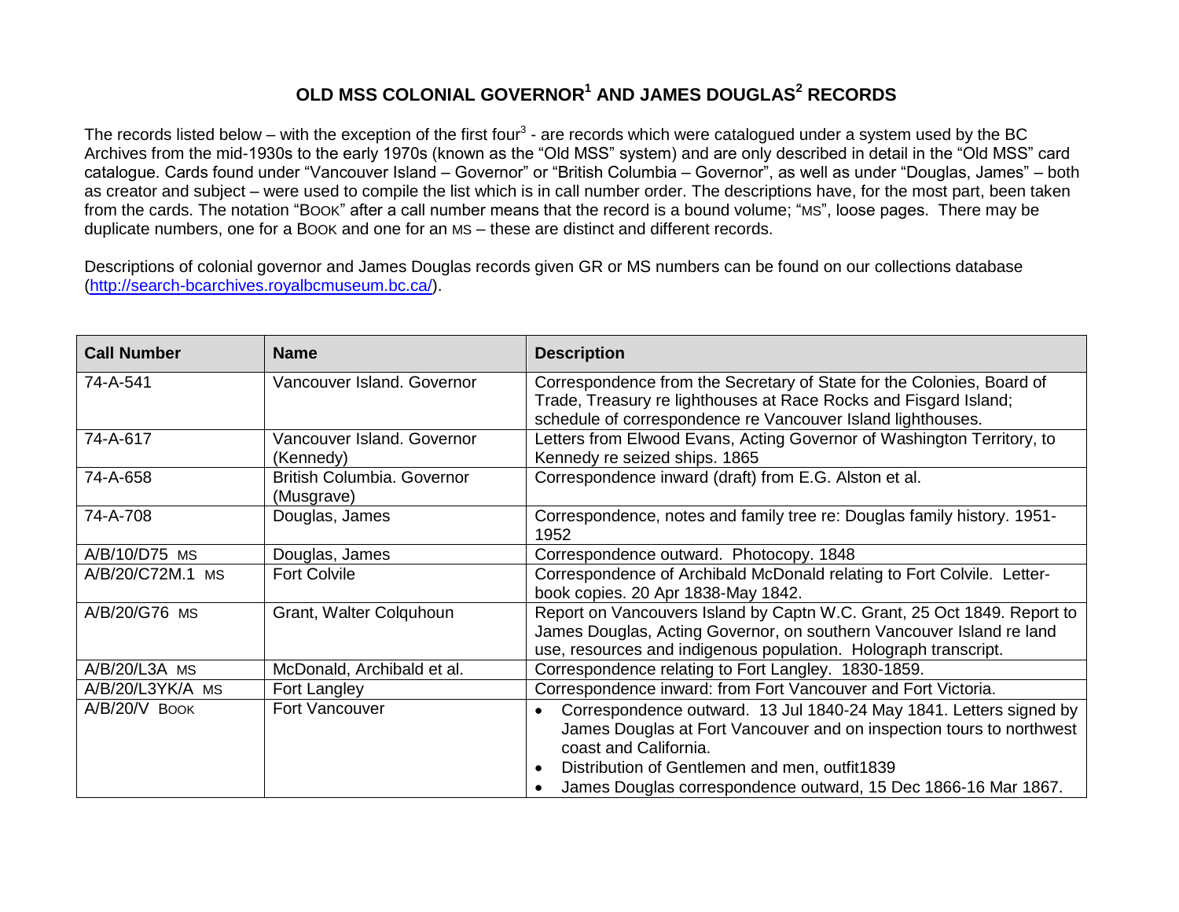# OLD MSS COLONIAL GOVERNOR[1] AND JAMES DOUGLAS[2] RECORDS

The records listed below – with the exception of the first four[3] - are records which were catalogued under a system used by the BC Archives from the mid-1930s to the early 1970s (known as the "Old MSS" system) and are only described in detail in the "Old MSS" card catalogue. Cards found under "Vancouver Island – Governor" or "British Columbia – Governor", as well as under "Douglas, James" – both as creator and subject – were used to compile the list which is in call number order. The descriptions have, for the most part, been taken from the cards. The notation "BOOK" after a call number means that the record is a bound volume; "MS", loose pages. There may be duplicate numbers, one for a BOOK and one for an MS – these are distinct and different records.

Descriptions of colonial governor and James Douglas records given GR or MS numbers can be found on our collections database (http://search-bcarchives.royalbcmuseum.bc.ca/).

| Call Number | Name | Description |
|---|---|---|
| 74-A-541 | Vancouver Island. Governor | Correspondence from the Secretary of State for the Colonies, Board of Trade, Treasury re lighthouses at Race Rocks and Fisgard Island; schedule of correspondence re Vancouver Island lighthouses. |
| 74-A-617 | Vancouver Island. Governor (Kennedy) | Letters from Elwood Evans, Acting Governor of Washington Territory, to Kennedy re seized ships. 1865 |
| 74-A-658 | British Columbia. Governor (Musgrave) | Correspondence inward (draft) from E.G. Alston et al. |
| 74-A-708 | Douglas, James | Correspondence, notes and family tree re: Douglas family history. 1951-1952 |
| A/B/10/D75 MS | Douglas, James | Correspondence outward. Photocopy. 1848 |
| A/B/20/C72M.1 MS | Fort Colvile | Correspondence of Archibald McDonald relating to Fort Colvile. Letter-book copies. 20 Apr 1838-May 1842. |
| A/B/20/G76 MS | Grant, Walter Colquhoun | Report on Vancouvers Island by Captn W.C. Grant, 25 Oct 1849. Report to James Douglas, Acting Governor, on southern Vancouver Island re land use, resources and indigenous population. Holograph transcript. |
| A/B/20/L3A MS | McDonald, Archibald et al. | Correspondence relating to Fort Langley. 1830-1859. |
| A/B/20/L3YK/A MS | Fort Langley | Correspondence inward: from Fort Vancouver and Fort Victoria. |
| A/B/20/V BOOK | Fort Vancouver | • Correspondence outward. 13 Jul 1840-24 May 1841. Letters signed by James Douglas at Fort Vancouver and on inspection tours to northwest coast and California.<br>• Distribution of Gentlemen and men, outfit1839<br>• James Douglas correspondence outward, 15 Dec 1866-16 Mar 1867. |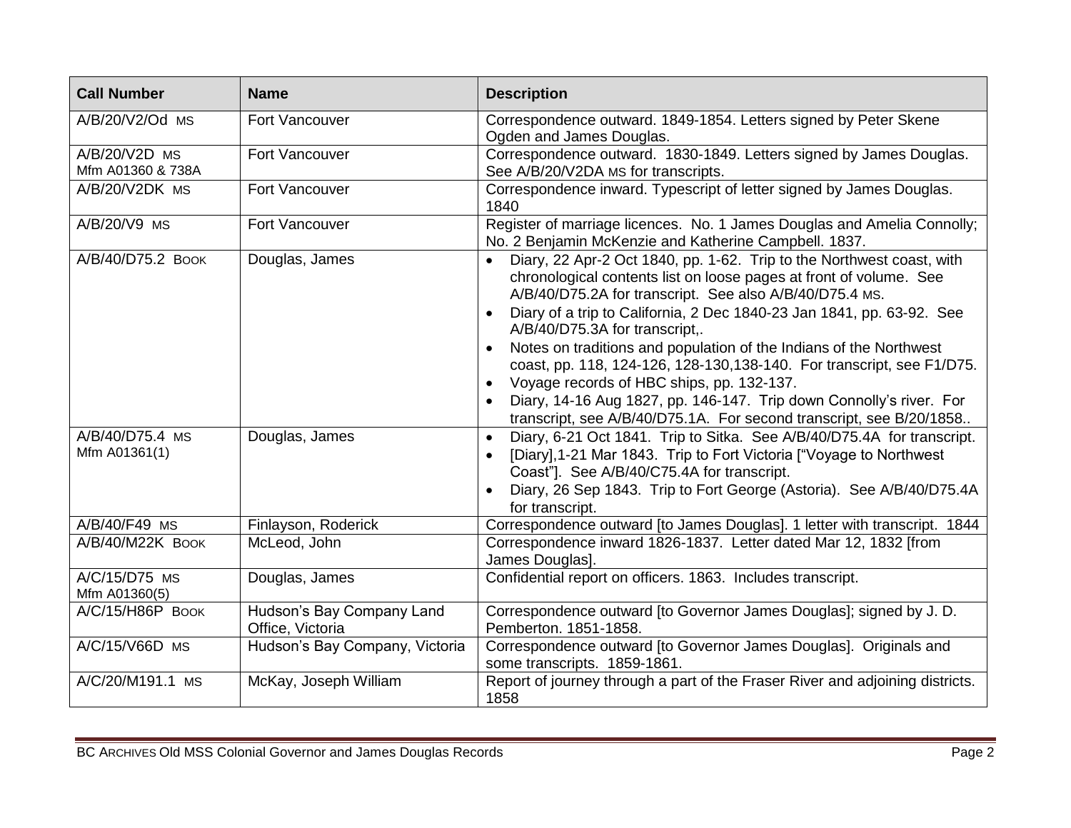| Call Number | Name | Description |
| --- | --- | --- |
| A/B/20/V2/Od MS | Fort Vancouver | Correspondence outward. 1849-1854. Letters signed by Peter Skene Ogden and James Douglas. |
| A/B/20/V2D MS<br>Mfm A01360 & 738A | Fort Vancouver | Correspondence outward. 1830-1849. Letters signed by James Douglas. See A/B/20/V2DA MS for transcripts. |
| A/B/20/V2DK MS | Fort Vancouver | Correspondence inward. Typescript of letter signed by James Douglas. 1840 |
| A/B/20/V9 MS | Fort Vancouver | Register of marriage licences. No. 1 James Douglas and Amelia Connolly; No. 2 Benjamin McKenzie and Katherine Campbell. 1837. |
| A/B/40/D75.2 BOOK | Douglas, James | • Diary, 22 Apr-2 Oct 1840, pp. 1-62. Trip to the Northwest coast, with chronological contents list on loose pages at front of volume. See A/B/40/D75.2A for transcript. See also A/B/40/D75.4 MS.<br>• Diary of a trip to California, 2 Dec 1840-23 Jan 1841, pp. 63-92. See A/B/40/D75.3A for transcript,.<br>• Notes on traditions and population of the Indians of the Northwest coast, pp. 118, 124-126, 128-130,138-140. For transcript, see F1/D75.<br>• Voyage records of HBC ships, pp. 132-137.<br>• Diary, 14-16 Aug 1827, pp. 146-147. Trip down Connolly's river. For transcript, see A/B/40/D75.1A. For second transcript, see B/20/1858.. |
| A/B/40/D75.4 MS<br>Mfm A01361(1) | Douglas, James | • Diary, 6-21 Oct 1841. Trip to Sitka. See A/B/40/D75.4A for transcript.<br>• [Diary],1-21 Mar 1843. Trip to Fort Victoria ["Voyage to Northwest Coast"]. See A/B/40/C75.4A for transcript.<br>• Diary, 26 Sep 1843. Trip to Fort George (Astoria). See A/B/40/D75.4A for transcript. |
| A/B/40/F49 MS | Finlayson, Roderick | Correspondence outward [to James Douglas]. 1 letter with transcript. 1844 |
| A/B/40/M22K BOOK | McLeod, John | Correspondence inward 1826-1837. Letter dated Mar 12, 1832 [from James Douglas]. |
| A/C/15/D75 MS<br>Mfm A01360(5) | Douglas, James | Confidential report on officers. 1863. Includes transcript. |
| A/C/15/H86P BOOK | Hudson's Bay Company Land Office, Victoria | Correspondence outward [to Governor James Douglas]; signed by J. D. Pemberton. 1851-1858. |
| A/C/15/V66D MS | Hudson's Bay Company, Victoria | Correspondence outward [to Governor James Douglas]. Originals and some transcripts. 1859-1861. |
| A/C/20/M191.1 MS | McKay, Joseph William | Report of journey through a part of the Fraser River and adjoining districts. 1858 |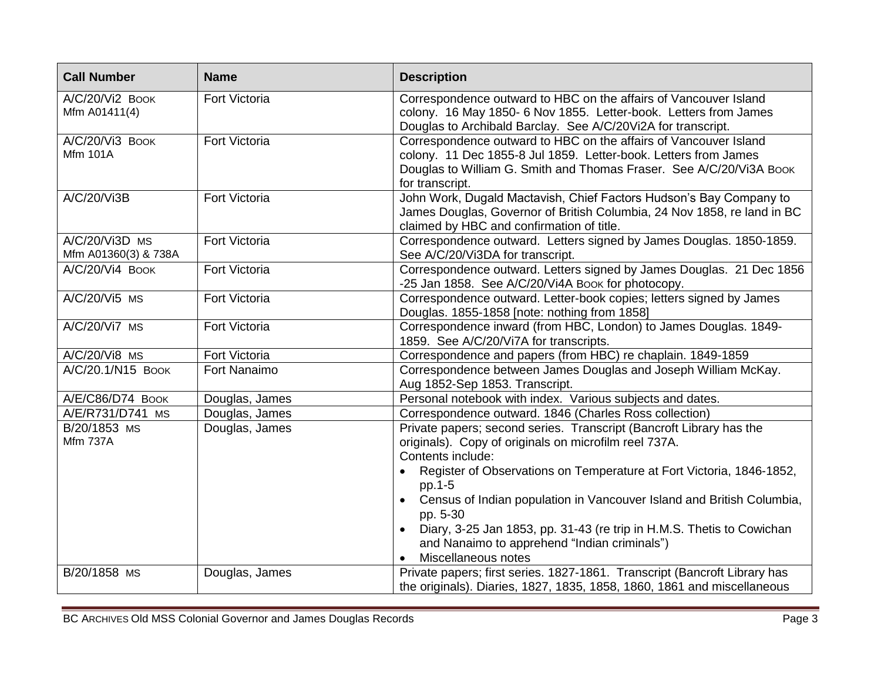| Call Number | Name | Description |
|---|---|---|
| A/C/20/Vi2 BOOK<br>Mfm A01411(4) | Fort Victoria | Correspondence outward to HBC on the affairs of Vancouver Island colony. 16 May 1850- 6 Nov 1855. Letter-book. Letters from James Douglas to Archibald Barclay. See A/C/20Vi2A for transcript. |
| A/C/20/Vi3 BOOK<br>Mfm 101A | Fort Victoria | Correspondence outward to HBC on the affairs of Vancouver Island colony. 11 Dec 1855-8 Jul 1859. Letter-book. Letters from James Douglas to William G. Smith and Thomas Fraser. See A/C/20/Vi3A BOOK for transcript. |
| A/C/20/Vi3B | Fort Victoria | John Work, Dugald Mactavish, Chief Factors Hudson's Bay Company to James Douglas, Governor of British Columbia, 24 Nov 1858, re land in BC claimed by HBC and confirmation of title. |
| A/C/20/Vi3D MS<br>Mfm A01360(3) & 738A | Fort Victoria | Correspondence outward. Letters signed by James Douglas. 1850-1859. See A/C/20/Vi3DA for transcript. |
| A/C/20/Vi4 BOOK | Fort Victoria | Correspondence outward. Letters signed by James Douglas. 21 Dec 1856 -25 Jan 1858. See A/C/20/Vi4A BOOK for photocopy. |
| A/C/20/Vi5 MS | Fort Victoria | Correspondence outward. Letter-book copies; letters signed by James Douglas. 1855-1858 [note: nothing from 1858] |
| A/C/20/Vi7 MS | Fort Victoria | Correspondence inward (from HBC, London) to James Douglas. 1849-1859. See A/C/20/Vi7A for transcripts. |
| A/C/20/Vi8 MS | Fort Victoria | Correspondence and papers (from HBC) re chaplain. 1849-1859 |
| A/C/20.1/N15 BOOK | Fort Nanaimo | Correspondence between James Douglas and Joseph William McKay. Aug 1852-Sep 1853. Transcript. |
| A/E/C86/D74 BOOK | Douglas, James | Personal notebook with index. Various subjects and dates. |
| A/E/R731/D741 MS | Douglas, James | Correspondence outward. 1846 (Charles Ross collection) |
| B/20/1853 MS<br>Mfm 737A | Douglas, James | Private papers; second series. Transcript (Bancroft Library has the originals). Copy of originals on microfilm reel 737A.<br>Contents include:<br>• Register of Observations on Temperature at Fort Victoria, 1846-1852, pp.1-5<br>• Census of Indian population in Vancouver Island and British Columbia, pp. 5-30<br>• Diary, 3-25 Jan 1853, pp. 31-43 (re trip in H.M.S. Thetis to Cowichan and Nanaimo to apprehend "Indian criminals")<br>• Miscellaneous notes |
| B/20/1858 MS | Douglas, James | Private papers; first series. 1827-1861. Transcript (Bancroft Library has the originals). Diaries, 1827, 1835, 1858, 1860, 1861 and miscellaneous |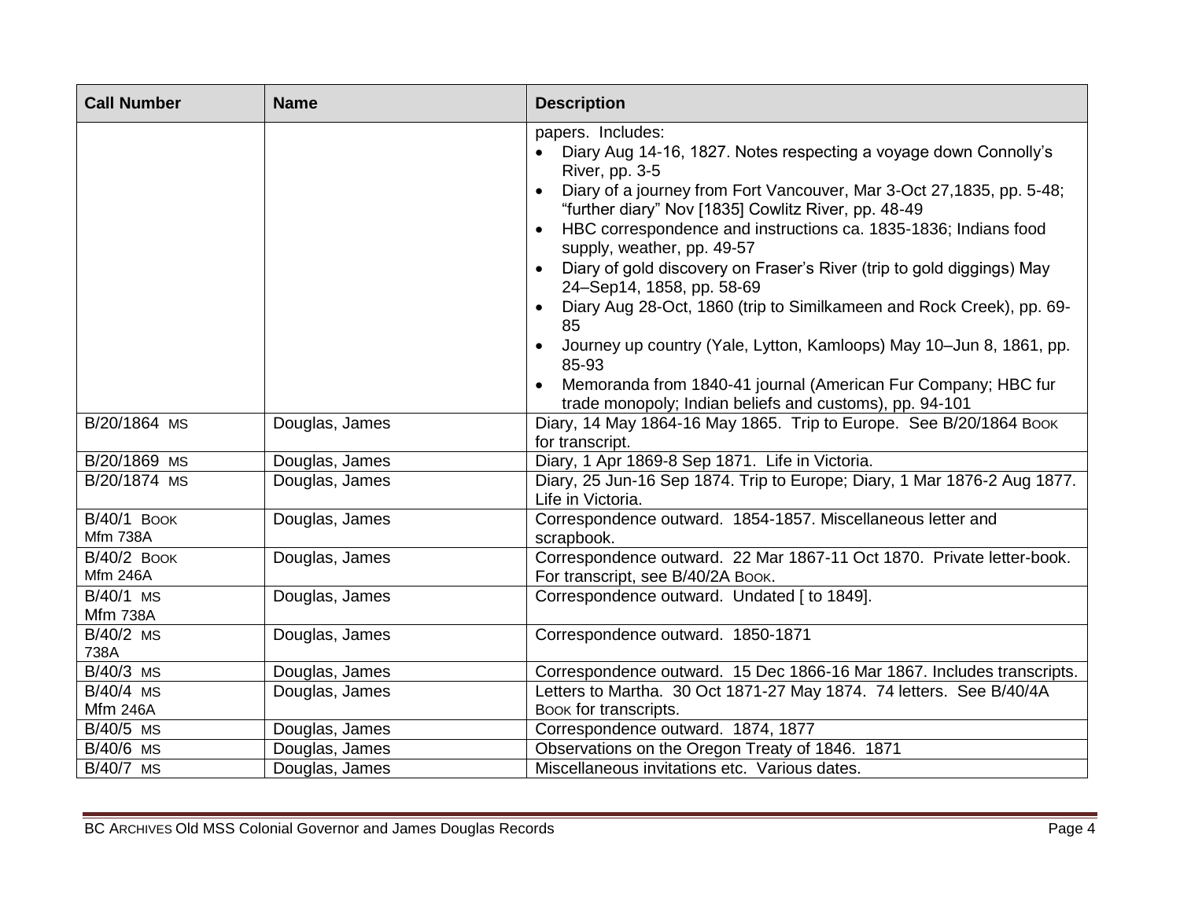| Call Number | Name | Description |
|---|---|---|
| | | papers. Includes: <br>• Diary Aug 14-16, 1827. Notes respecting a voyage down Connolly's River, pp. 3-5 <br>• Diary of a journey from Fort Vancouver, Mar 3-Oct 27,1835, pp. 5-48; "further diary" Nov [1835] Cowlitz River, pp. 48-49 <br>• HBC correspondence and instructions ca. 1835-1836; Indians food supply, weather, pp. 49-57 <br>• Diary of gold discovery on Fraser's River (trip to gold diggings) May 24–Sep14, 1858, pp. 58-69 <br>• Diary Aug 28-Oct, 1860 (trip to Similkameen and Rock Creek), pp. 69-85 <br>• Journey up country (Yale, Lytton, Kamloops) May 10–Jun 8, 1861, pp. 85-93 <br>• Memoranda from 1840-41 journal (American Fur Company; HBC fur trade monopoly; Indian beliefs and customs), pp. 94-101 |
| B/20/1864 MS | Douglas, James | Diary, 14 May 1864-16 May 1865. Trip to Europe. See B/20/1864 BOOK for transcript. |
| B/20/1869 MS | Douglas, James | Diary, 1 Apr 1869-8 Sep 1871. Life in Victoria. |
| B/20/1874 MS | Douglas, James | Diary, 25 Jun-16 Sep 1874. Trip to Europe; Diary, 1 Mar 1876-2 Aug 1877. Life in Victoria. |
| B/40/1 BOOK Mfm 738A | Douglas, James | Correspondence outward. 1854-1857. Miscellaneous letter and scrapbook. |
| B/40/2 BOOK Mfm 246A | Douglas, James | Correspondence outward. 22 Mar 1867-11 Oct 1870. Private letter-book. For transcript, see B/40/2A BOOK. |
| B/40/1 MS Mfm 738A | Douglas, James | Correspondence outward. Undated [ to 1849]. |
| B/40/2 MS 738A | Douglas, James | Correspondence outward. 1850-1871 |
| B/40/3 MS | Douglas, James | Correspondence outward. 15 Dec 1866-16 Mar 1867. Includes transcripts. |
| B/40/4 MS Mfm 246A | Douglas, James | Letters to Martha. 30 Oct 1871-27 May 1874. 74 letters. See B/40/4A BOOK for transcripts. |
| B/40/5 MS | Douglas, James | Correspondence outward. 1874, 1877 |
| B/40/6 MS | Douglas, James | Observations on the Oregon Treaty of 1846. 1871 |
| B/40/7 MS | Douglas, James | Miscellaneous invitations etc. Various dates. |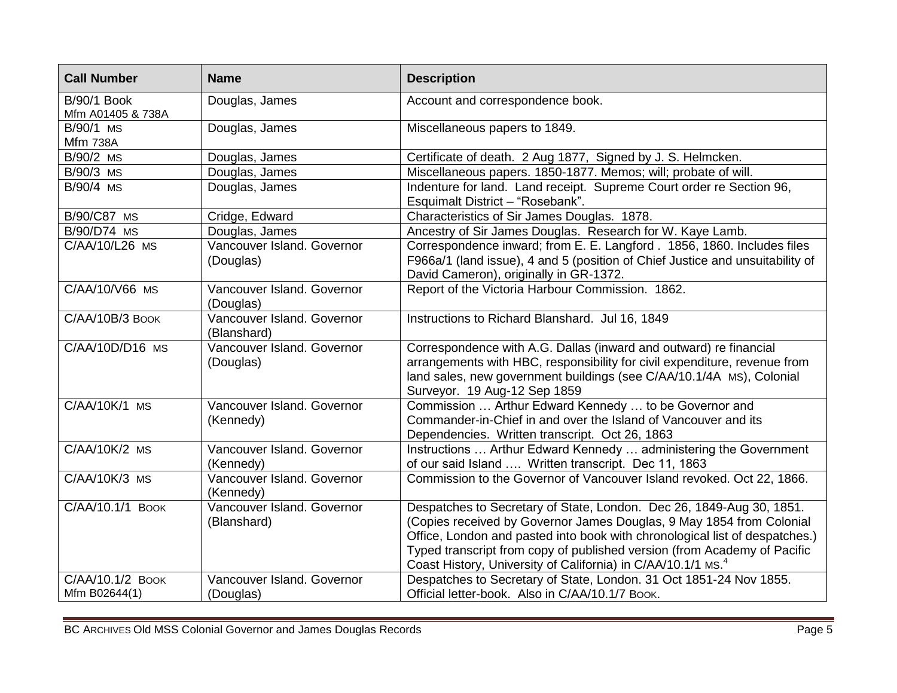| Call Number | Name | Description |
|---|---|---|
| B/90/1 Book<br>Mfm A01405 & 738A | Douglas, James | Account and correspondence book. |
| B/90/1 MS<br>Mfm 738A | Douglas, James | Miscellaneous papers to 1849. |
| B/90/2 MS | Douglas, James | Certificate of death. 2 Aug 1877, Signed by J. S. Helmcken. |
| B/90/3 MS | Douglas, James | Miscellaneous papers. 1850-1877. Memos; will; probate of will. |
| B/90/4 MS | Douglas, James | Indenture for land. Land receipt. Supreme Court order re Section 96, Esquimalt District – "Rosebank". |
| B/90/C87 MS | Cridge, Edward | Characteristics of Sir James Douglas. 1878. |
| B/90/D74 MS | Douglas, James | Ancestry of Sir James Douglas. Research for W. Kaye Lamb. |
| C/AA/10/L26 MS | Vancouver Island. Governor (Douglas) | Correspondence inward; from E. E. Langford . 1856, 1860. Includes files F966a/1 (land issue), 4 and 5 (position of Chief Justice and unsuitability of David Cameron), originally in GR-1372. |
| C/AA/10/V66 MS | Vancouver Island. Governor (Douglas) | Report of the Victoria Harbour Commission. 1862. |
| C/AA/10B/3 BOOK | Vancouver Island. Governor (Blanshard) | Instructions to Richard Blanshard. Jul 16, 1849 |
| C/AA/10D/D16 MS | Vancouver Island. Governor (Douglas) | Correspondence with A.G. Dallas (inward and outward) re financial arrangements with HBC, responsibility for civil expenditure, revenue from land sales, new government buildings (see C/AA/10.1/4A MS), Colonial Surveyor. 19 Aug-12 Sep 1859 |
| C/AA/10K/1 MS | Vancouver Island. Governor (Kennedy) | Commission … Arthur Edward Kennedy … to be Governor and Commander-in-Chief in and over the Island of Vancouver and its Dependencies. Written transcript. Oct 26, 1863 |
| C/AA/10K/2 MS | Vancouver Island. Governor (Kennedy) | Instructions … Arthur Edward Kennedy … administering the Government of our said Island …. Written transcript. Dec 11, 1863 |
| C/AA/10K/3 MS | Vancouver Island. Governor (Kennedy) | Commission to the Governor of Vancouver Island revoked. Oct 22, 1866. |
| C/AA/10.1/1 BOOK | Vancouver Island. Governor (Blanshard) | Despatches to Secretary of State, London. Dec 26, 1849-Aug 30, 1851. (Copies received by Governor James Douglas, 9 May 1854 from Colonial Office, London and pasted into book with chronological list of despatches.) Typed transcript from copy of published version (from Academy of Pacific Coast History, University of California) in C/AA/10.1/1 MS.[4] |
| C/AA/10.1/2 BOOK<br>Mfm B02644(1) | Vancouver Island. Governor (Douglas) | Despatches to Secretary of State, London. 31 Oct 1851-24 Nov 1855. Official letter-book. Also in C/AA/10.1/7 BOOK. |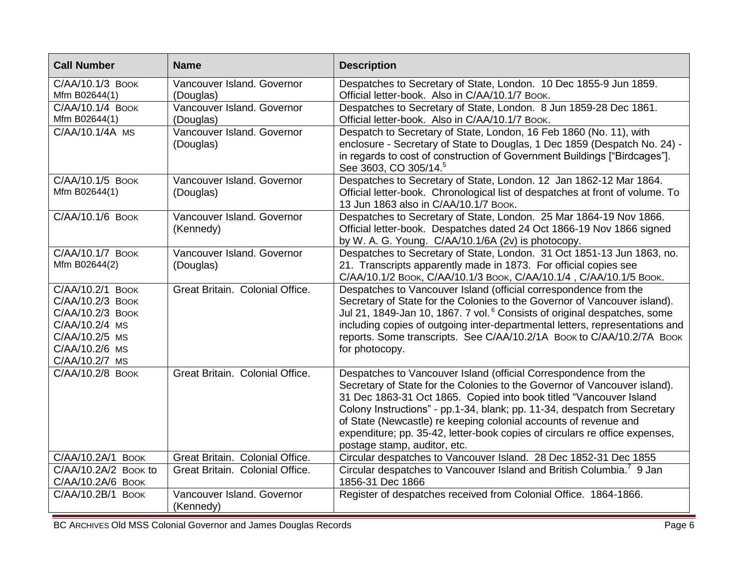| Call Number | Name | Description |
| --- | --- | --- |
| C/AA/10.1/3 BOOK<br>Mfm B02644(1) | Vancouver Island. Governor (Douglas) | Despatches to Secretary of State, London. 10 Dec 1855-9 Jun 1859. Official letter-book. Also in C/AA/10.1/7 BOOK. |
| C/AA/10.1/4 BOOK<br>Mfm B02644(1) | Vancouver Island. Governor (Douglas) | Despatches to Secretary of State, London. 8 Jun 1859-28 Dec 1861. Official letter-book. Also in C/AA/10.1/7 BOOK. |
| C/AA/10.1/4A MS | Vancouver Island. Governor (Douglas) | Despatch to Secretary of State, London, 16 Feb 1860 (No. 11), with enclosure - Secretary of State to Douglas, 1 Dec 1859 (Despatch No. 24) - in regards to cost of construction of Government Buildings ["Birdcages"]. See 3603, CO 305/14.[5] |
| C/AA/10.1/5 BOOK<br>Mfm B02644(1) | Vancouver Island. Governor (Douglas) | Despatches to Secretary of State, London. 12 Jan 1862-12 Mar 1864. Official letter-book. Chronological list of despatches at front of volume. To 13 Jun 1863 also in C/AA/10.1/7 BOOK. |
| C/AA/10.1/6 BOOK | Vancouver Island. Governor (Kennedy) | Despatches to Secretary of State, London. 25 Mar 1864-19 Nov 1866. Official letter-book. Despatches dated 24 Oct 1866-19 Nov 1866 signed by W. A. G. Young. C/AA/10.1/6A (2v) is photocopy. |
| C/AA/10.1/7 BOOK<br>Mfm B02644(2) | Vancouver Island. Governor (Douglas) | Despatches to Secretary of State, London. 31 Oct 1851-13 Jun 1863, no. 21. Transcripts apparently made in 1873. For official copies see C/AA/10.1/2 BOOK, C/AA/10.1/3 BOOK, C/AA/10.1/4 , C/AA/10.1/5 BOOK. |
| C/AA/10.2/1 BOOK<br>C/AA/10.2/3 BOOK<br>C/AA/10.2/3 BOOK<br>C/AA/10.2/4 MS<br>C/AA/10.2/5 MS<br>C/AA/10.2/6 MS<br>C/AA/10.2/7 MS | Great Britain. Colonial Office. | Despatches to Vancouver Island (official correspondence from the Secretary of State for the Colonies to the Governor of Vancouver island). Jul 21, 1849-Jan 10, 1867. 7 vol.[6] Consists of original despatches, some including copies of outgoing inter-departmental letters, representations and reports. Some transcripts. See C/AA/10.2/1A BOOK to C/AA/10.2/7A BOOK for photocopy. |
| C/AA/10.2/8 BOOK | Great Britain. Colonial Office. | Despatches to Vancouver Island (official Correspondence from the Secretary of State for the Colonies to the Governor of Vancouver island). 31 Dec 1863-31 Oct 1865. Copied into book titled "Vancouver Island Colony Instructions" - pp.1-34, blank; pp. 11-34, despatch from Secretary of State (Newcastle) re keeping colonial accounts of revenue and expenditure; pp. 35-42, letter-book copies of circulars re office expenses, postage stamp, auditor, etc. |
| C/AA/10.2A/1 BOOK | Great Britain. Colonial Office. | Circular despatches to Vancouver Island. 28 Dec 1852-31 Dec 1855 |
| C/AA/10.2A/2 BOOK to C/AA/10.2A/6 BOOK | Great Britain. Colonial Office. | Circular despatches to Vancouver Island and British Columbia.[7] 9 Jan 1856-31 Dec 1866 |
| C/AA/10.2B/1 BOOK | Vancouver Island. Governor (Kennedy) | Register of despatches received from Colonial Office. 1864-1866. |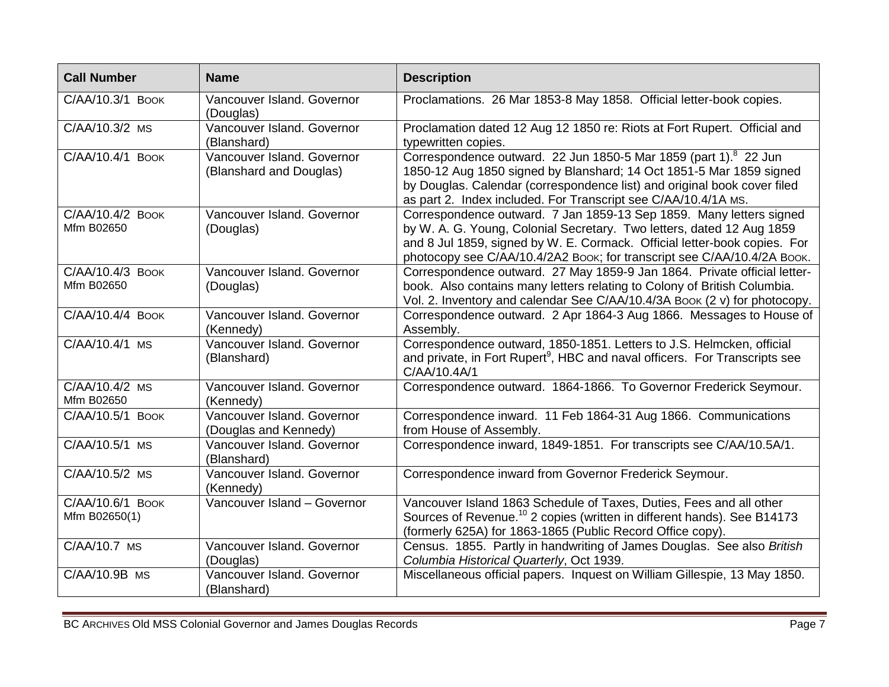| Call Number | Name | Description |
| --- | --- | --- |
| C/AA/10.3/1 BOOK | Vancouver Island. Governor (Douglas) | Proclamations. 26 Mar 1853-8 May 1858. Official letter-book copies. |
| C/AA/10.3/2 MS | Vancouver Island. Governor (Blanshard) | Proclamation dated 12 Aug 12 1850 re: Riots at Fort Rupert. Official and typewritten copies. |
| C/AA/10.4/1 BOOK | Vancouver Island. Governor (Blanshard and Douglas) | Correspondence outward. 22 Jun 1850-5 Mar 1859 (part 1).[8] 22 Jun 1850-12 Aug 1850 signed by Blanshard; 14 Oct 1851-5 Mar 1859 signed by Douglas. Calendar (correspondence list) and original book cover filed as part 2. Index included. For Transcript see C/AA/10.4/1A MS. |
| C/AA/10.4/2 BOOK Mfm B02650 | Vancouver Island. Governor (Douglas) | Correspondence outward. 7 Jan 1859-13 Sep 1859. Many letters signed by W. A. G. Young, Colonial Secretary. Two letters, dated 12 Aug 1859 and 8 Jul 1859, signed by W. E. Cormack. Official letter-book copies. For photocopy see C/AA/10.4/2A2 BOOK; for transcript see C/AA/10.4/2A BOOK. |
| C/AA/10.4/3 BOOK Mfm B02650 | Vancouver Island. Governor (Douglas) | Correspondence outward. 27 May 1859-9 Jan 1864. Private official letter-book. Also contains many letters relating to Colony of British Columbia. Vol. 2. Inventory and calendar See C/AA/10.4/3A BOOK (2 v) for photocopy. |
| C/AA/10.4/4 BOOK | Vancouver Island. Governor (Kennedy) | Correspondence outward. 2 Apr 1864-3 Aug 1866. Messages to House of Assembly. |
| C/AA/10.4/1 MS | Vancouver Island. Governor (Blanshard) | Correspondence outward, 1850-1851. Letters to J.S. Helmcken, official and private, in Fort Rupert[9], HBC and naval officers. For Transcripts see C/AA/10.4A/1 |
| C/AA/10.4/2 MS Mfm B02650 | Vancouver Island. Governor (Kennedy) | Correspondence outward. 1864-1866. To Governor Frederick Seymour. |
| C/AA/10.5/1 BOOK | Vancouver Island. Governor (Douglas and Kennedy) | Correspondence inward. 11 Feb 1864-31 Aug 1866. Communications from House of Assembly. |
| C/AA/10.5/1 MS | Vancouver Island. Governor (Blanshard) | Correspondence inward, 1849-1851. For transcripts see C/AA/10.5A/1. |
| C/AA/10.5/2 MS | Vancouver Island. Governor (Kennedy) | Correspondence inward from Governor Frederick Seymour. |
| C/AA/10.6/1 BOOK Mfm B02650(1) | Vancouver Island – Governor | Vancouver Island 1863 Schedule of Taxes, Duties, Fees and all other Sources of Revenue.[10] 2 copies (written in different hands). See B14173 (formerly 625A) for 1863-1865 (Public Record Office copy). |
| C/AA/10.7 MS | Vancouver Island. Governor (Douglas) | Census. 1855. Partly in handwriting of James Douglas. See also *British Columbia Historical Quarterly*, Oct 1939. |
| C/AA/10.9B MS | Vancouver Island. Governor (Blanshard) | Miscellaneous official papers. Inquest on William Gillespie, 13 May 1850. |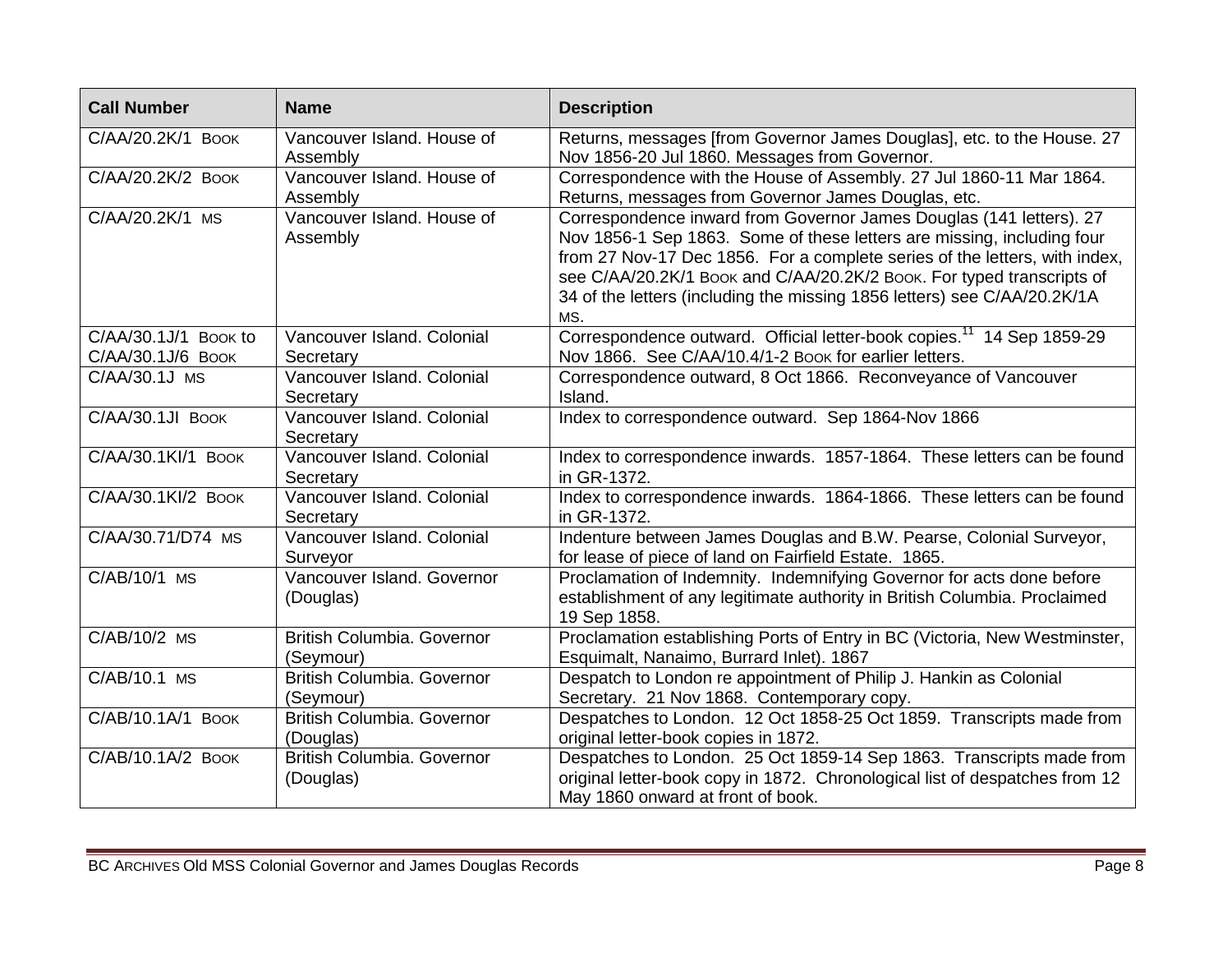| Call Number | Name | Description |
|---|---|---|
| C/AA/20.2K/1 Book | Vancouver Island. House of Assembly | Returns, messages [from Governor James Douglas], etc. to the House. 27 Nov 1856-20 Jul 1860. Messages from Governor. |
| C/AA/20.2K/2 Book | Vancouver Island. House of Assembly | Correspondence with the House of Assembly. 27 Jul 1860-11 Mar 1864. Returns, messages from Governor James Douglas, etc. |
| C/AA/20.2K/1 MS | Vancouver Island. House of Assembly | Correspondence inward from Governor James Douglas (141 letters). 27 Nov 1856-1 Sep 1863. Some of these letters are missing, including four from 27 Nov-17 Dec 1856. For a complete series of the letters, with index, see C/AA/20.2K/1 Book and C/AA/20.2K/2 Book. For typed transcripts of 34 of the letters (including the missing 1856 letters) see C/AA/20.2K/1A MS. |
| C/AA/30.1J/1 Book to C/AA/30.1J/6 Book | Vancouver Island. Colonial Secretary | Correspondence outward. Official letter-book copies.[11] 14 Sep 1859-29 Nov 1866. See C/AA/10.4/1-2 Book for earlier letters. |
| C/AA/30.1J MS | Vancouver Island. Colonial Secretary | Correspondence outward, 8 Oct 1866. Reconveyance of Vancouver Island. |
| C/AA/30.1JI Book | Vancouver Island. Colonial Secretary | Index to correspondence outward. Sep 1864-Nov 1866 |
| C/AA/30.1KI/1 Book | Vancouver Island. Colonial Secretary | Index to correspondence inwards. 1857-1864. These letters can be found in GR-1372. |
| C/AA/30.1KI/2 Book | Vancouver Island. Colonial Secretary | Index to correspondence inwards. 1864-1866. These letters can be found in GR-1372. |
| C/AA/30.71/D74 MS | Vancouver Island. Colonial Surveyor | Indenture between James Douglas and B.W. Pearse, Colonial Surveyor, for lease of piece of land on Fairfield Estate. 1865. |
| C/AB/10/1 MS | Vancouver Island. Governor (Douglas) | Proclamation of Indemnity. Indemnifying Governor for acts done before establishment of any legitimate authority in British Columbia. Proclaimed 19 Sep 1858. |
| C/AB/10/2 MS | British Columbia. Governor (Seymour) | Proclamation establishing Ports of Entry in BC (Victoria, New Westminster, Esquimalt, Nanaimo, Burrard Inlet). 1867 |
| C/AB/10.1 MS | British Columbia. Governor (Seymour) | Despatch to London re appointment of Philip J. Hankin as Colonial Secretary. 21 Nov 1868. Contemporary copy. |
| C/AB/10.1A/1 Book | British Columbia. Governor (Douglas) | Despatches to London. 12 Oct 1858-25 Oct 1859. Transcripts made from original letter-book copies in 1872. |
| C/AB/10.1A/2 Book | British Columbia. Governor (Douglas) | Despatches to London. 25 Oct 1859-14 Sep 1863. Transcripts made from original letter-book copy in 1872. Chronological list of despatches from 12 May 1860 onward at front of book. |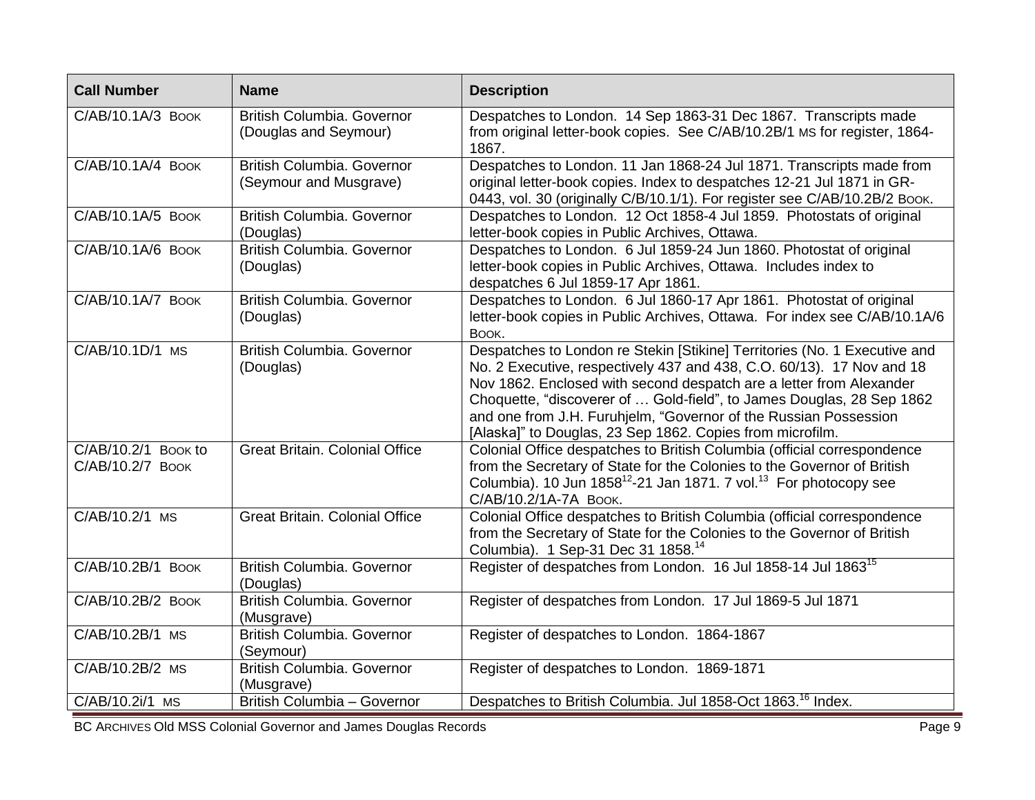| Call Number | Name | Description |
|---|---|---|
| C/AB/10.1A/3 BOOK | British Columbia. Governor (Douglas and Seymour) | Despatches to London. 14 Sep 1863-31 Dec 1867. Transcripts made from original letter-book copies. See C/AB/10.2B/1 MS for register, 1864-1867. |
| C/AB/10.1A/4 BOOK | British Columbia. Governor (Seymour and Musgrave) | Despatches to London. 11 Jan 1868-24 Jul 1871. Transcripts made from original letter-book copies. Index to despatches 12-21 Jul 1871 in GR-0443, vol. 30 (originally C/B/10.1/1). For register see C/AB/10.2B/2 BOOK. |
| C/AB/10.1A/5 BOOK | British Columbia. Governor (Douglas) | Despatches to London. 12 Oct 1858-4 Jul 1859. Photostats of original letter-book copies in Public Archives, Ottawa. |
| C/AB/10.1A/6 BOOK | British Columbia. Governor (Douglas) | Despatches to London. 6 Jul 1859-24 Jun 1860. Photostat of original letter-book copies in Public Archives, Ottawa. Includes index to despatches 6 Jul 1859-17 Apr 1861. |
| C/AB/10.1A/7 BOOK | British Columbia. Governor (Douglas) | Despatches to London. 6 Jul 1860-17 Apr 1861. Photostat of original letter-book copies in Public Archives, Ottawa. For index see C/AB/10.1A/6 BOOK. |
| C/AB/10.1D/1 MS | British Columbia. Governor (Douglas) | Despatches to London re Stekin [Stikine] Territories (No. 1 Executive and No. 2 Executive, respectively 437 and 438, C.O. 60/13). 17 Nov and 18 Nov 1862. Enclosed with second despatch are a letter from Alexander Choquette, "discoverer of … Gold-field", to James Douglas, 28 Sep 1862 and one from J.H. Furuhjelm, "Governor of the Russian Possession [Alaska]" to Douglas, 23 Sep 1862. Copies from microfilm. |
| C/AB/10.2/1 BOOK to C/AB/10.2/7 BOOK | Great Britain. Colonial Office | Colonial Office despatches to British Columbia (official correspondence from the Secretary of State for the Colonies to the Governor of British Columbia). 10 Jun 1858[12]-21 Jan 1871. 7 vol.[13] For photocopy see C/AB/10.2/1A-7A BOOK. |
| C/AB/10.2/1 MS | Great Britain. Colonial Office | Colonial Office despatches to British Columbia (official correspondence from the Secretary of State for the Colonies to the Governor of British Columbia). 1 Sep-31 Dec 31 1858.[14] |
| C/AB/10.2B/1 BOOK | British Columbia. Governor (Douglas) | Register of despatches from London. 16 Jul 1858-14 Jul 1863[15] |
| C/AB/10.2B/2 BOOK | British Columbia. Governor (Musgrave) | Register of despatches from London. 17 Jul 1869-5 Jul 1871 |
| C/AB/10.2B/1 MS | British Columbia. Governor (Seymour) | Register of despatches to London. 1864-1867 |
| C/AB/10.2B/2 MS | British Columbia. Governor (Musgrave) | Register of despatches to London. 1869-1871 |
| C/AB/10.2i/1 MS | British Columbia – Governor | Despatches to British Columbia. Jul 1858-Oct 1863.[16] Index. |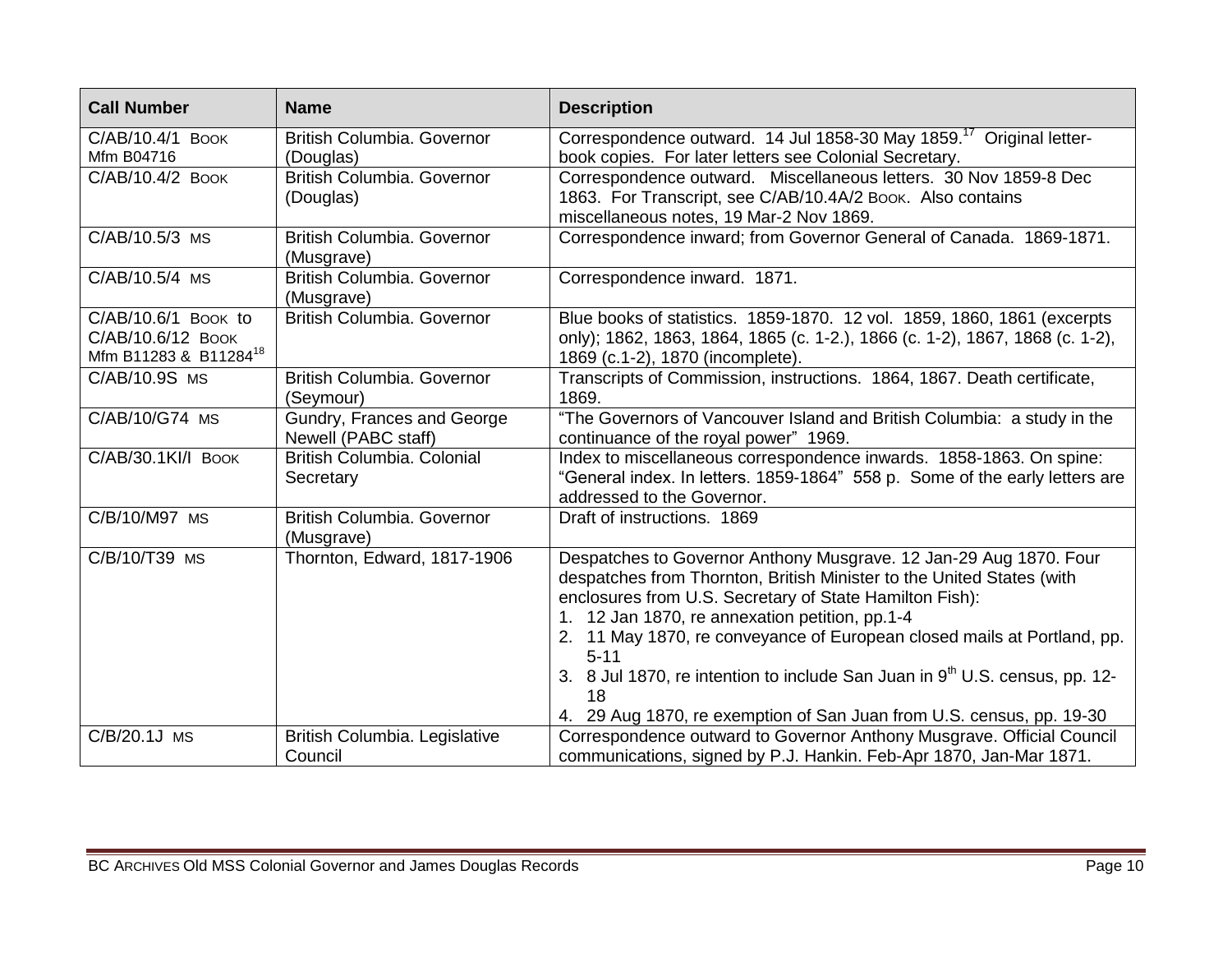| Call Number | Name | Description |
|---|---|---|
| C/AB/10.4/1 Book Mfm B04716 | British Columbia. Governor (Douglas) | Correspondence outward. 14 Jul 1858-30 May 1859.[17] Original letter-book copies. For later letters see Colonial Secretary. |
| C/AB/10.4/2 Book | British Columbia. Governor (Douglas) | Correspondence outward. Miscellaneous letters. 30 Nov 1859-8 Dec 1863. For Transcript, see C/AB/10.4A/2 Book. Also contains miscellaneous notes, 19 Mar-2 Nov 1869. |
| C/AB/10.5/3 MS | British Columbia. Governor (Musgrave) | Correspondence inward; from Governor General of Canada. 1869-1871. |
| C/AB/10.5/4 MS | British Columbia. Governor (Musgrave) | Correspondence inward. 1871. |
| C/AB/10.6/1 Book to C/AB/10.6/12 Book Mfm B11283 & B11284[18] | British Columbia. Governor | Blue books of statistics. 1859-1870. 12 vol. 1859, 1860, 1861 (excerpts only); 1862, 1863, 1864, 1865 (c. 1-2.), 1866 (c. 1-2), 1867, 1868 (c. 1-2), 1869 (c.1-2), 1870 (incomplete). |
| C/AB/10.9S MS | British Columbia. Governor (Seymour) | Transcripts of Commission, instructions. 1864, 1867. Death certificate, 1869. |
| C/AB/10/G74 MS | Gundry, Frances and George Newell (PABC staff) | "The Governors of Vancouver Island and British Columbia: a study in the continuance of the royal power" 1969. |
| C/AB/30.1KI/I Book | British Columbia. Colonial Secretary | Index to miscellaneous correspondence inwards. 1858-1863. On spine: "General index. In letters. 1859-1864" 558 p. Some of the early letters are addressed to the Governor. |
| C/B/10/M97 MS | British Columbia. Governor (Musgrave) | Draft of instructions. 1869 |
| C/B/10/T39 MS | Thornton, Edward, 1817-1906 | Despatches to Governor Anthony Musgrave. 12 Jan-29 Aug 1870. Four despatches from Thornton, British Minister to the United States (with enclosures from U.S. Secretary of State Hamilton Fish):<br>1. 12 Jan 1870, re annexation petition, pp.1-4<br>2. 11 May 1870, re conveyance of European closed mails at Portland, pp. 5-11<br>3. 8 Jul 1870, re intention to include San Juan in 9th U.S. census, pp. 12-18<br>4. 29 Aug 1870, re exemption of San Juan from U.S. census, pp. 19-30 |
| C/B/20.1J MS | British Columbia. Legislative Council | Correspondence outward to Governor Anthony Musgrave. Official Council communications, signed by P.J. Hankin. Feb-Apr 1870, Jan-Mar 1871. |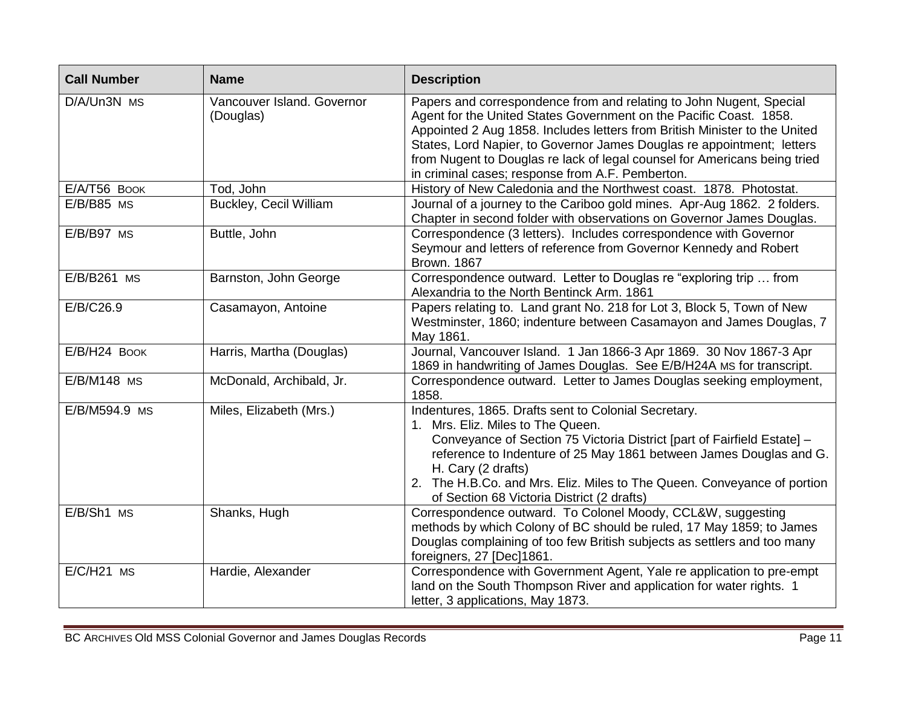| Call Number | Name | Description |
|---|---|---|
| D/A/Un3N MS | Vancouver Island. Governor (Douglas) | Papers and correspondence from and relating to John Nugent, Special Agent for the United States Government on the Pacific Coast. 1858. Appointed 2 Aug 1858. Includes letters from British Minister to the United States, Lord Napier, to Governor James Douglas re appointment; letters from Nugent to Douglas re lack of legal counsel for Americans being tried in criminal cases; response from A.F. Pemberton. |
| E/A/T56 BOOK | Tod, John | History of New Caledonia and the Northwest coast. 1878. Photostat. |
| E/B/B85 MS | Buckley, Cecil William | Journal of a journey to the Cariboo gold mines. Apr-Aug 1862. 2 folders. Chapter in second folder with observations on Governor James Douglas. |
| E/B/B97 MS | Buttle, John | Correspondence (3 letters). Includes correspondence with Governor Seymour and letters of reference from Governor Kennedy and Robert Brown. 1867 |
| E/B/B261 MS | Barnston, John George | Correspondence outward. Letter to Douglas re "exploring trip … from Alexandria to the North Bentinck Arm. 1861 |
| E/B/C26.9 | Casamayon, Antoine | Papers relating to. Land grant No. 218 for Lot 3, Block 5, Town of New Westminster, 1860; indenture between Casamayon and James Douglas, 7 May 1861. |
| E/B/H24 BOOK | Harris, Martha (Douglas) | Journal, Vancouver Island. 1 Jan 1866-3 Apr 1869. 30 Nov 1867-3 Apr 1869 in handwriting of James Douglas. See E/B/H24A MS for transcript. |
| E/B/M148 MS | McDonald, Archibald, Jr. | Correspondence outward. Letter to James Douglas seeking employment, 1858. |
| E/B/M594.9 MS | Miles, Elizabeth (Mrs.) | Indentures, 1865. Drafts sent to Colonial Secretary.<br>1. Mrs. Eliz. Miles to The Queen. Conveyance of Section 75 Victoria District [part of Fairfield Estate] – reference to Indenture of 25 May 1861 between James Douglas and G. H. Cary (2 drafts)<br>2. The H.B.Co. and Mrs. Eliz. Miles to The Queen. Conveyance of portion of Section 68 Victoria District (2 drafts) |
| E/B/Sh1 MS | Shanks, Hugh | Correspondence outward. To Colonel Moody, CCL&W, suggesting methods by which Colony of BC should be ruled, 17 May 1859; to James Douglas complaining of too few British subjects as settlers and too many foreigners, 27 [Dec]1861. |
| E/C/H21 MS | Hardie, Alexander | Correspondence with Government Agent, Yale re application to pre-empt land on the South Thompson River and application for water rights. 1 letter, 3 applications, May 1873. |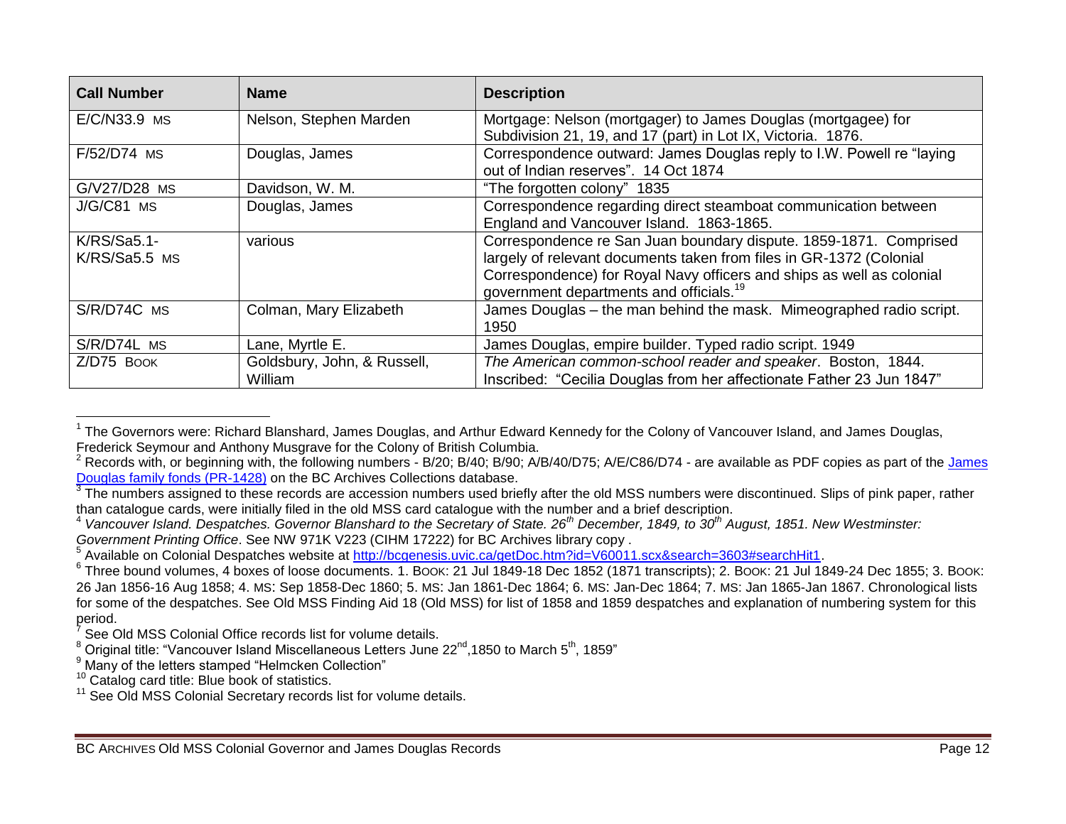| Call Number | Name | Description |
|---|---|---|
| E/C/N33.9 MS | Nelson, Stephen Marden | Mortgage: Nelson (mortgager) to James Douglas (mortgagee) for Subdivision 21, 19, and 17 (part) in Lot IX, Victoria. 1876. |
| F/52/D74 MS | Douglas, James | Correspondence outward: James Douglas reply to I.W. Powell re "laying out of Indian reserves". 14 Oct 1874 |
| G/V27/D28 MS | Davidson, W. M. | "The forgotten colony" 1835 |
| J/G/C81 MS | Douglas, James | Correspondence regarding direct steamboat communication between England and Vancouver Island. 1863-1865. |
| K/RS/Sa5.1-K/RS/Sa5.5 MS | various | Correspondence re San Juan boundary dispute. 1859-1871. Comprised largely of relevant documents taken from files in GR-1372 (Colonial Correspondence) for Royal Navy officers and ships as well as colonial government departments and officials.[19] |
| S/R/D74C MS | Colman, Mary Elizabeth | James Douglas – the man behind the mask. Mimeographed radio script. 1950 |
| S/R/D74L MS | Lane, Myrtle E. | James Douglas, empire builder. Typed radio script. 1949 |
| Z/D75 BOOK | Goldsbury, John, & Russell, William | *The American common-school reader and speaker*. Boston, 1844. Inscribed: "Cecilia Douglas from her affectionate Father 23 Jun 1847" |

[1] The Governors were: Richard Blanshard, James Douglas, and Arthur Edward Kennedy for the Colony of Vancouver Island, and James Douglas, Frederick Seymour and Anthony Musgrave for the Colony of British Columbia.

[2] Records with, or beginning with, the following numbers - B/20; B/40; B/90; A/B/40/D75; A/E/C86/D74 - are available as PDF copies as part of the James Douglas family fonds (PR-1428) on the BC Archives Collections database.

[3] The numbers assigned to these records are accession numbers used briefly after the old MSS numbers were discontinued. Slips of pink paper, rather than catalogue cards, were initially filed in the old MSS card catalogue with the number and a brief description.

[4] *Vancouver Island. Despatches. Governor Blanshard to the Secretary of State. 26th December, 1849, to 30th August, 1851. New Westminster: Government Printing Office*. See NW 971K V223 (CIHM 17222) for BC Archives library copy .

[5] Available on Colonial Despatches website at http://bcgenesis.uvic.ca/getDoc.htm?id=V60011.scx&search=3603#searchHit1.

[6] Three bound volumes, 4 boxes of loose documents. 1. BOOK: 21 Jul 1849-18 Dec 1852 (1871 transcripts); 2. BOOK: 21 Jul 1849-24 Dec 1855; 3. BOOK: 26 Jan 1856-16 Aug 1858; 4. MS: Sep 1858-Dec 1860; 5. MS: Jan 1861-Dec 1864; 6. MS: Jan-Dec 1864; 7. MS: Jan 1865-Jan 1867. Chronological lists for some of the despatches. See Old MSS Finding Aid 18 (Old MSS) for list of 1858 and 1859 despatches and explanation of numbering system for this period.

[7] See Old MSS Colonial Office records list for volume details.

[8] Original title: "Vancouver Island Miscellaneous Letters June 22nd,1850 to March 5th, 1859"

[9] Many of the letters stamped "Helmcken Collection"

[10] Catalog card title: Blue book of statistics.

[11] See Old MSS Colonial Secretary records list for volume details.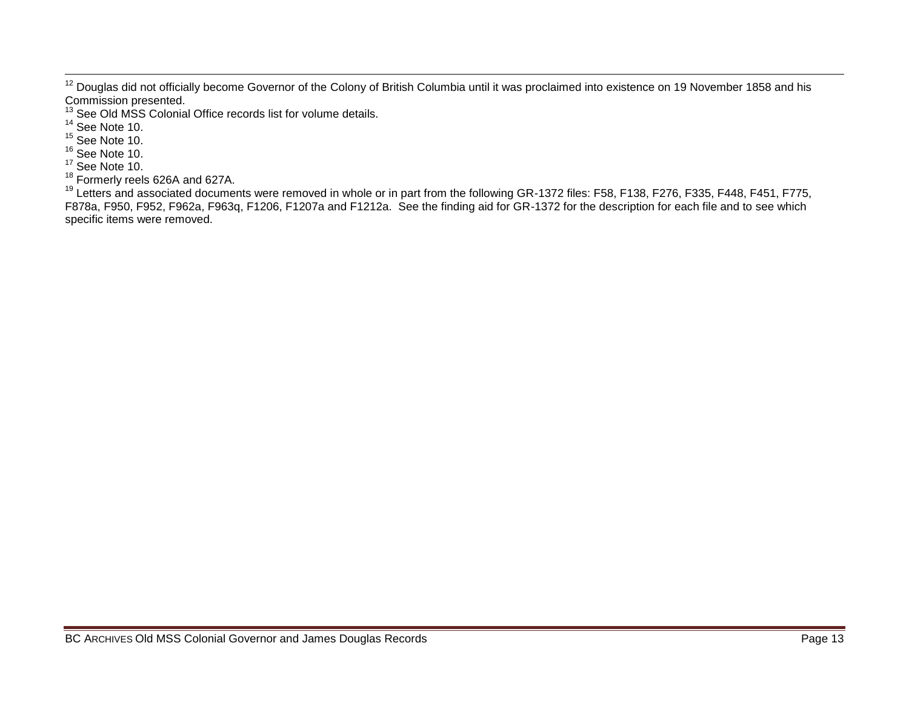[12] Douglas did not officially become Governor of the Colony of British Columbia until it was proclaimed into existence on 19 November 1858 and his Commission presented.

[13] See Old MSS Colonial Office records list for volume details.

[14] See Note 10.

[15] See Note 10.

[16] See Note 10.

[17] See Note 10.

[18] Formerly reels 626A and 627A.

[19] Letters and associated documents were removed in whole or in part from the following GR-1372 files: F58, F138, F276, F335, F448, F451, F775, F878a, F950, F952, F962a, F963q, F1206, F1207a and F1212a. See the finding aid for GR-1372 for the description for each file and to see which specific items were removed.